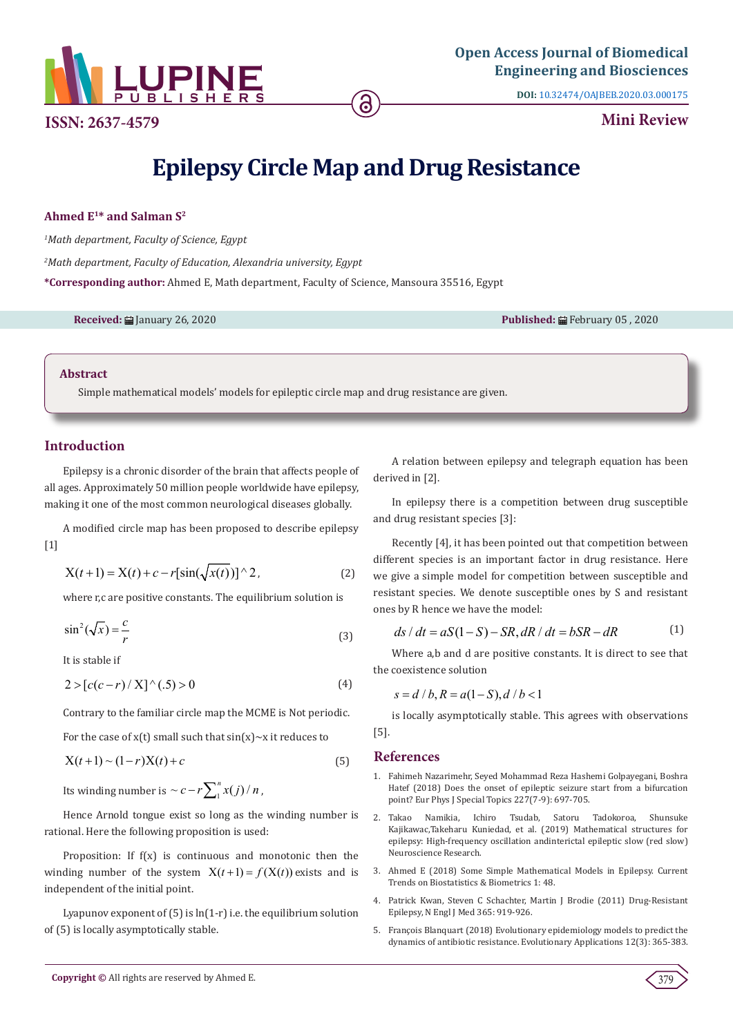Open Access Journal of Biomedical Engineering and Biosciences

DOI: 10.32474/OAJBEB.2020.03.000175

ISSN: 2637-4579

Mini Review

# Epilepsy Circle Map and Drug Resistance

**Ahmed E[1]* and Salman S[2]**

[1]*Math department, Faculty of Science, Egypt*

[2]*Math department, Faculty of Education, Alexandria university, Egypt*

**\*Corresponding author:** Ahmed E, Math department, Faculty of Science, Mansoura 35516, Egypt

**Received:** January 26, 2020 **Published:** February 05 , 2020

## Abstract

Simple mathematical models' models for epileptic circle map and drug resistance are given.

## Introduction

Epilepsy is a chronic disorder of the brain that affects people of all ages. Approximately 50 million people worldwide have epilepsy, making it one of the most common neurological diseases globally.

A modified circle map has been proposed to describe epilepsy [1]

$$X(t+1) = X(t) + c - r[\sin(\sqrt{x(t)})]^\wedge 2, \qquad (2)$$

where r,c are positive constants. The equilibrium solution is

$$\sin^2(\sqrt{x}) = \frac{c}{r} \qquad (3)$$

It is stable if

$$2 > [c(c-r)/X]^\wedge(.5) > 0 \qquad (4)$$

Contrary to the familiar circle map the MCME is Not periodic.

For the case of x(t) small such that sin(x)~x it reduces to

$$X(t+1) \sim (1-r)X(t) + c \qquad (5)$$

Its winding number is $\sim c - r\sum_{1}^{n} x(j)/n$ ,

Hence Arnold tongue exist so long as the winding number is rational. Here the following proposition is used:

Proposition: If f(x) is continuous and monotonic then the winding number of the system $X(t+1) = f(X(t))$ exists and is independent of the initial point.

Lyapunov exponent of (5) is ln(1-r) i.e. the equilibrium solution of (5) is locally asymptotically stable.

A relation between epilepsy and telegraph equation has been derived in [2].

In epilepsy there is a competition between drug susceptible and drug resistant species [3]:

Recently [4], it has been pointed out that competition between different species is an important factor in drug resistance. Here we give a simple model for competition between susceptible and resistant species. We denote susceptible ones by S and resistant ones by R hence we have the model:

$$ds/dt = aS(1-S) - SR, dR/dt = bSR - dR \qquad (1)$$

Where a,b and d are positive constants. It is direct to see that the coexistence solution

$$s = d/b, R = a(1-S), d/b < 1$$

is locally asymptotically stable. This agrees with observations [5].

## References

1. Fahimeh Nazarimehr, Seyed Mohammad Reza Hashemi Golpayegani, Boshra Hatef (2018) Does the onset of epileptic seizure start from a bifurcation point? Eur Phys J Special Topics 227(7-9): 697-705.
2. Takao Namikia, Ichiro Tsudab, Satoru Tadokoroa, Shunsuke Kajikawac,Takeharu Kuniedad, et al. (2019) Mathematical structures for epilepsy: High-frequency oscillation andinterictal epileptic slow (red slow) Neuroscience Research.
3. Ahmed E (2018) Some Simple Mathematical Models in Epilepsy. Current Trends on Biostatistics & Biometrics 1: 48.
4. Patrick Kwan, Steven C Schachter, Martin J Brodie (2011) Drug-Resistant Epilepsy, N Engl J Med 365: 919-926.
5. François Blanquart (2018) Evolutionary epidemiology models to predict the dynamics of antibiotic resistance. Evolutionary Applications 12(3): 365-383.

**Copyright ©** All rights are reserved by Ahmed E.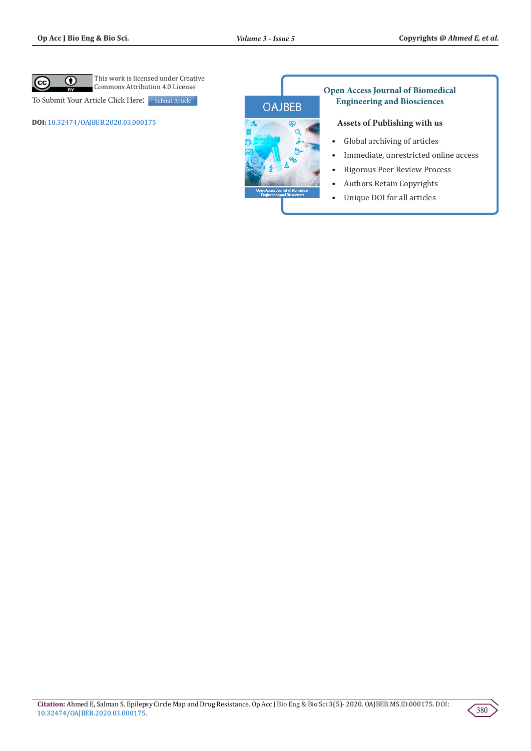This work is licensed under Creative Commons Attribution 4.0 License

To Submit Your Article Click Here: Submit Article

**DOI:** 10.32474/OAJBEB.2020.03.000175

OAJBEB

Open Access Journal of Biomedical Engineering and Biosciences

### Open Access Journal of Biomedical Engineering and Biosciences

**Assets of Publishing with us**

- Global archiving of articles
- Immediate, unrestricted online access
- Rigorous Peer Review Process
- Authors Retain Copyrights
- Unique DOI for all articles

**Citation:** Ahmed E, Salman S. Epilepsy Circle Map and Drug Resistance. Op Acc J Bio Eng & Bio Sci 3(5)- 2020. OAJBEB.MS.ID.000175. DOI: 10.32474/OAJBEB.2020.03.000175.